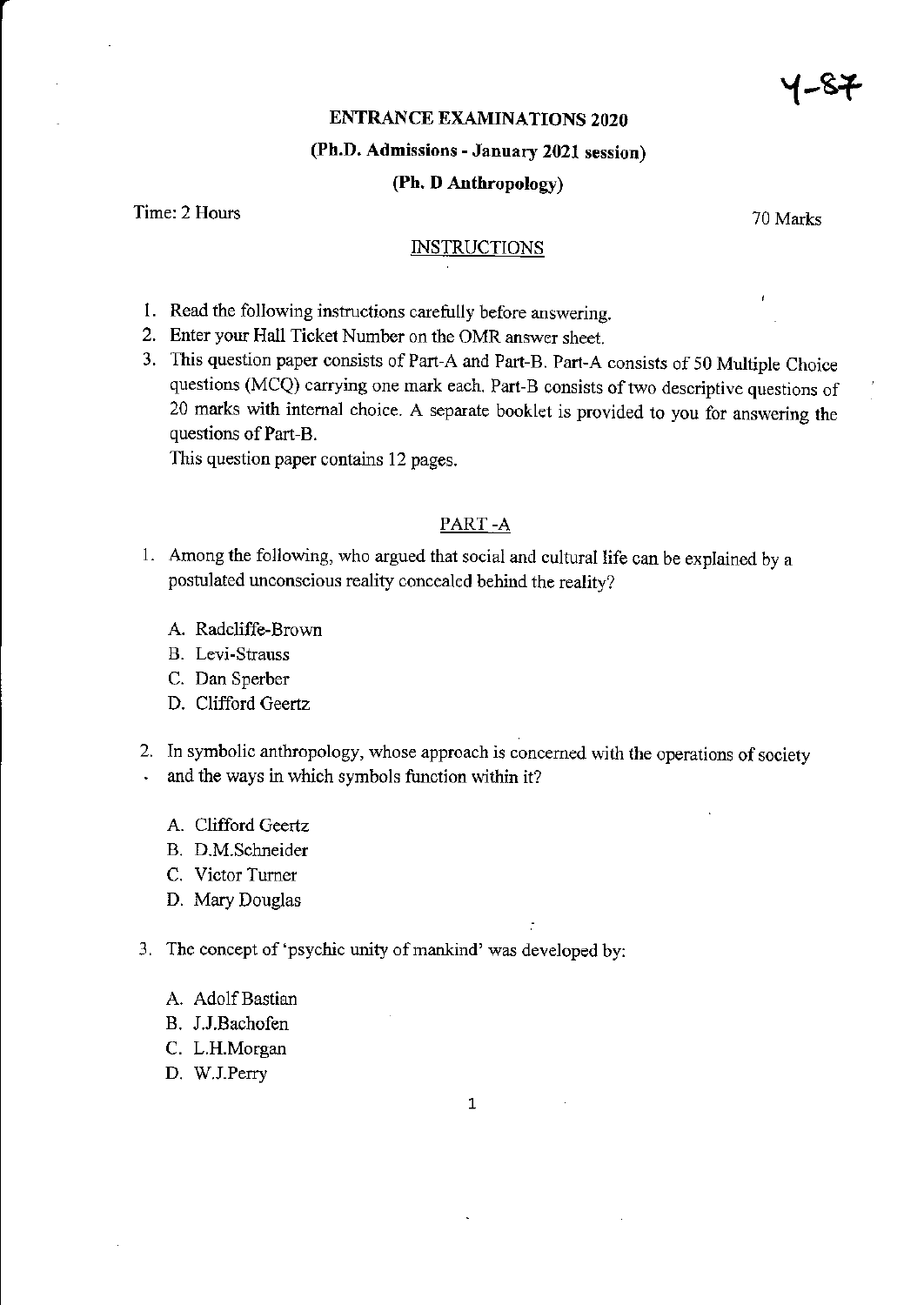Y-87

# ENTRANCE EXAMINATIONS 2020

## (Ph.D. Admissions - January 2021 session)

## (Ph. D Anthropology)

Time: 2 Hours | 70 Marks

### INSTRUCTIONS

1. Read the following instructions carefully before answering.
2. Enter your Hall Ticket Number on the OMR answer sheet.
3. This question paper consists of Part-A and Part-B. Part-A consists of 50 Multiple Choice questions (MCQ) carrying one mark each. Part-B consists of two descriptive questions of 20 marks with internal choice. A separate booklet is provided to you for answering the questions of Part-B.

   This question paper contains 12 pages.

### PART -A

1. Among the following, who argued that social and cultural life can be explained by a postulated unconscious reality concealed behind the reality?

   A. Radcliffe-Brown
   B. Levi-Strauss
   C. Dan Sperber
   D. Clifford Geertz

2. In symbolic anthropology, whose approach is concerned with the operations of society and the ways in which symbols function within it?

   A. Clifford Geertz
   B. D.M.Schneider
   C. Victor Turner
   D. Mary Douglas

3. The concept of 'psychic unity of mankind' was developed by:

   A. Adolf Bastian
   B. J.J.Bachofen
   C. L.H.Morgan
   D. W.J.Perry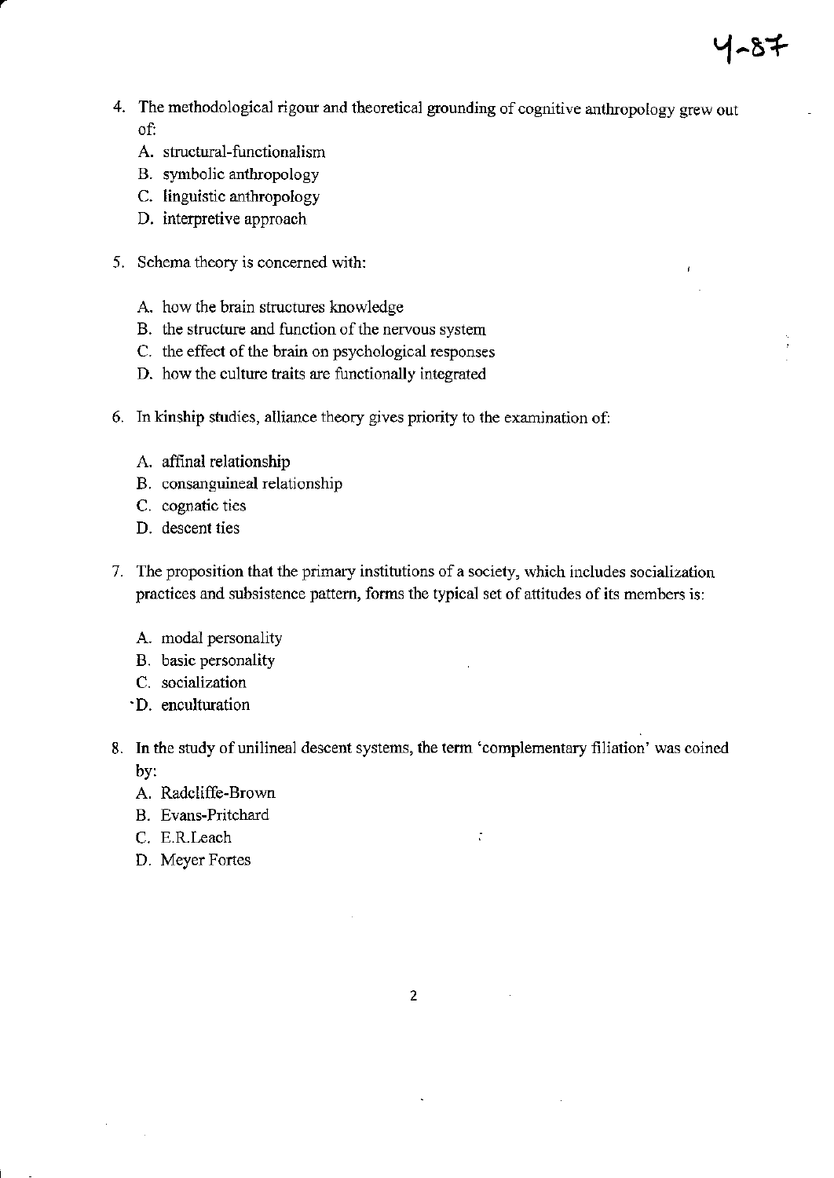4. The methodological rigour and theoretical grounding of cognitive anthropology grew out of:
   A. structural-functionalism
   B. symbolic anthropology
   C. linguistic anthropology
   D. interpretive approach

5. Schema theory is concerned with:

   A. how the brain structures knowledge
   B. the structure and function of the nervous system
   C. the effect of the brain on psychological responses
   D. how the culture traits are functionally integrated

6. In kinship studies, alliance theory gives priority to the examination of:

   A. affinal relationship
   B. consanguineal relationship
   C. cognatic ties
   D. descent ties

7. The proposition that the primary institutions of a society, which includes socialization practices and subsistence pattern, forms the typical set of attitudes of its members is:

   A. modal personality
   B. basic personality
   C. socialization
   D. enculturation

8. In the study of unilineal descent systems, the term 'complementary filiation' was coined by:
   A. Radcliffe-Brown
   B. Evans-Pritchard
   C. E.R.Leach
   D. Meyer Fortes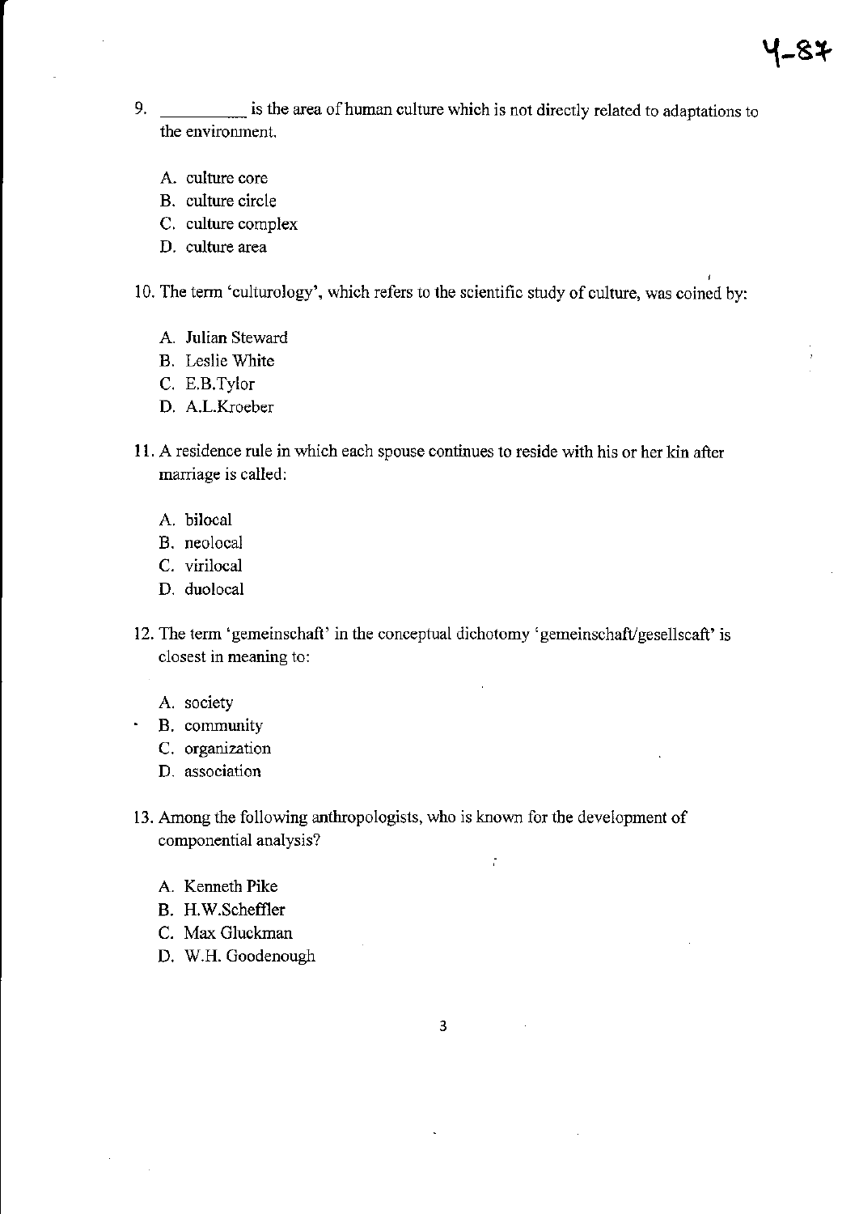9. __________ is the area of human culture which is not directly related to adaptations to the environment.

   A. culture core
   B. culture circle
   C. culture complex
   D. culture area

10. The term 'culturology', which refers to the scientific study of culture, was coined by:

   A. Julian Steward
   B. Leslie White
   C. E.B.Tylor
   D. A.L.Kroeber

11. A residence rule in which each spouse continues to reside with his or her kin after marriage is called:

   A. bilocal
   B. neolocal
   C. virilocal
   D. duolocal

12. The term 'gemeinschaft' in the conceptual dichotomy 'gemeinschaft/gesellscaft' is closest in meaning to:

   A. society
   B. community
   C. organization
   D. association

13. Among the following anthropologists, who is known for the development of componential analysis?

   A. Kenneth Pike
   B. H.W.Scheffler
   C. Max Gluckman
   D. W.H. Goodenough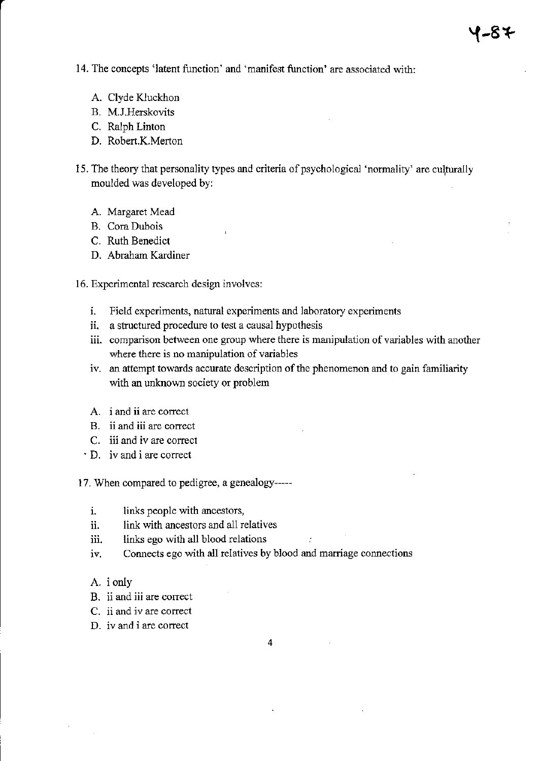14. The concepts 'latent function' and 'manifest function' are associated with:

   A. Clyde Kluckhon
   B. M.J.Herskovits
   C. Ralph Linton
   D. Robert.K.Merton

15. The theory that personality types and criteria of psychological 'normality' are culturally moulded was developed by:

   A. Margaret Mead
   B. Cora Dubois
   C. Ruth Benedict
   D. Abraham Kardiner

16. Experimental research design involves:

   i. Field experiments, natural experiments and laboratory experiments
   ii. a structured procedure to test a causal hypothesis
   iii. comparison between one group where there is manipulation of variables with another where there is no manipulation of variables
   iv. an attempt towards accurate description of the phenomenon and to gain familiarity with an unknown society or problem

   A. i and ii are correct
   B. ii and iii are correct
   C. iii and iv are correct
   D. iv and i are correct

17. When compared to pedigree, a genealogy-----

   i. links people with ancestors,
   ii. link with ancestors and all relatives
   iii. links ego with all blood relations
   iv. Connects ego with all relatives by blood and marriage connections

   A. i only
   B. ii and iii are correct
   C. ii and iv are correct
   D. iv and i are correct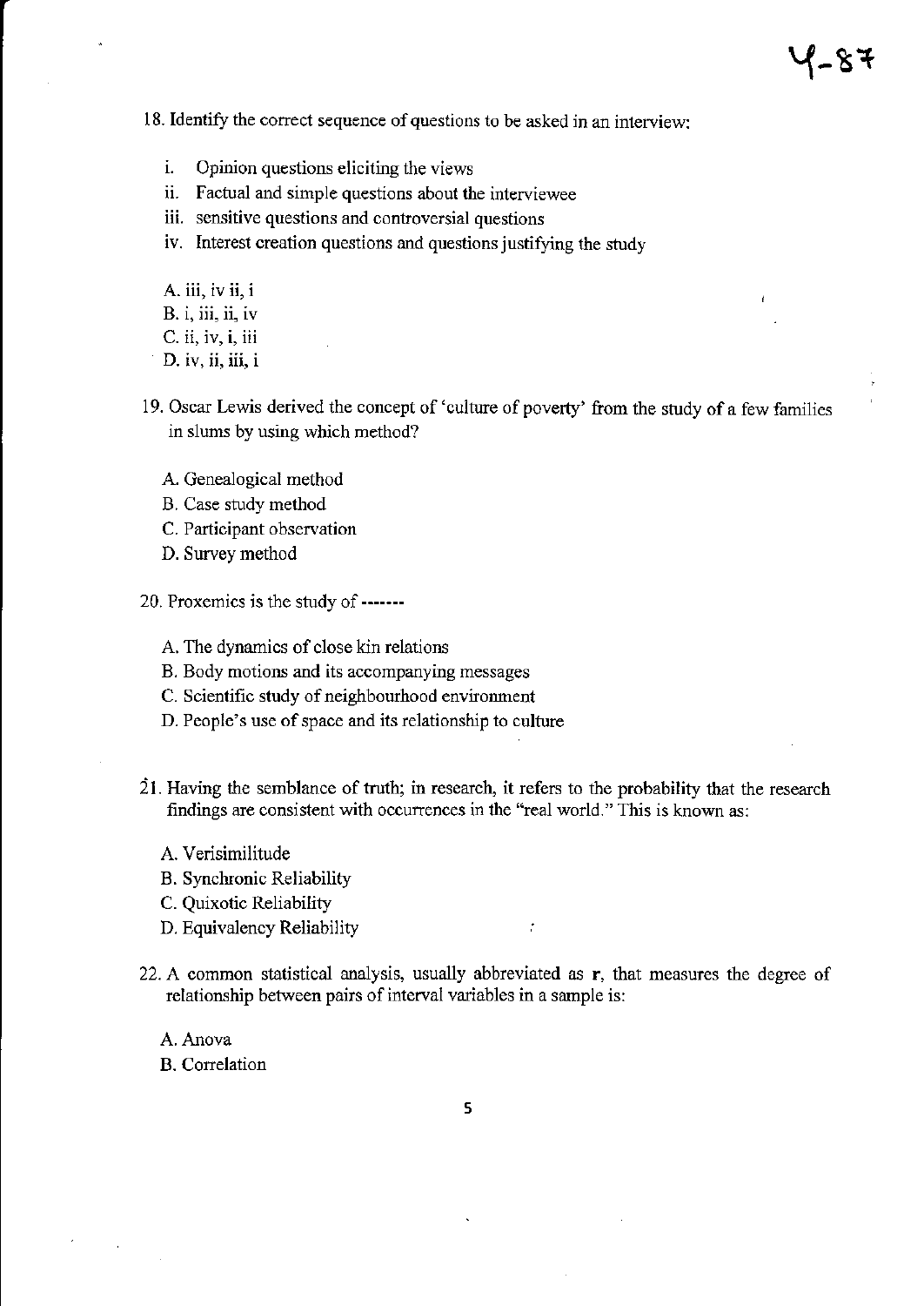18. Identify the correct sequence of questions to be asked in an interview:

   i. Opinion questions eliciting the views
   ii. Factual and simple questions about the interviewee
   iii. sensitive questions and controversial questions
   iv. Interest creation questions and questions justifying the study

   A. iii, iv ii, i
   B. i, iii, ii, iv
   C. ii, iv, i, iii
   D. iv, ii, iii, i

19. Oscar Lewis derived the concept of 'culture of poverty' from the study of a few families in slums by using which method?

   A. Genealogical method
   B. Case study method
   C. Participant observation
   D. Survey method

20. Proxemics is the study of -------

   A. The dynamics of close kin relations
   B. Body motions and its accompanying messages
   C. Scientific study of neighbourhood environment
   D. People's use of space and its relationship to culture

21. Having the semblance of truth; in research, it refers to the probability that the research findings are consistent with occurrences in the "real world." This is known as:

   A. Verisimilitude
   B. Synchronic Reliability
   C. Quixotic Reliability
   D. Equivalency Reliability

22. A common statistical analysis, usually abbreviated as **r**, that measures the degree of relationship between pairs of interval variables in a sample is:

   A. Anova
   B. Correlation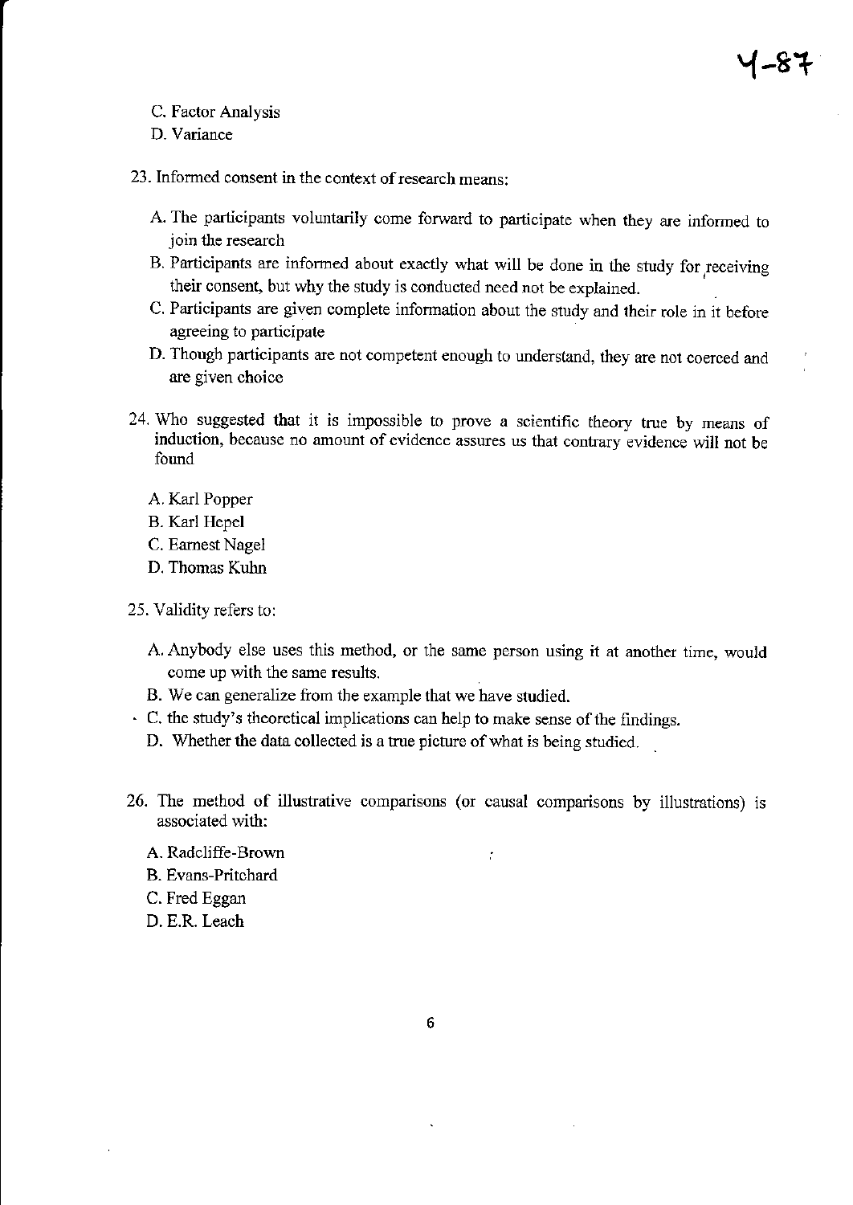C. Factor Analysis

D. Variance

23. Informed consent in the context of research means:

    A. The participants voluntarily come forward to participate when they are informed to join the research

    B. Participants are informed about exactly what will be done in the study for receiving their consent, but why the study is conducted need not be explained.

    C. Participants are given complete information about the study and their role in it before agreeing to participate

    D. Though participants are not competent enough to understand, they are not coerced and are given choice

24. Who suggested that it is impossible to prove a scientific theory true by means of induction, because no amount of evidence assures us that contrary evidence will not be found

    A. Karl Popper

    B. Karl Hepel

    C. Earnest Nagel

    D. Thomas Kuhn

25. Validity refers to:

    A. Anybody else uses this method, or the same person using it at another time, would come up with the same results.

    B. We can generalize from the example that we have studied.

    C. the study's theoretical implications can help to make sense of the findings.

    D. Whether the data collected is a true picture of what is being studied.

26. The method of illustrative comparisons (or causal comparisons by illustrations) is associated with:

    A. Radcliffe-Brown

    B. Evans-Pritchard

    C. Fred Eggan

    D. E.R. Leach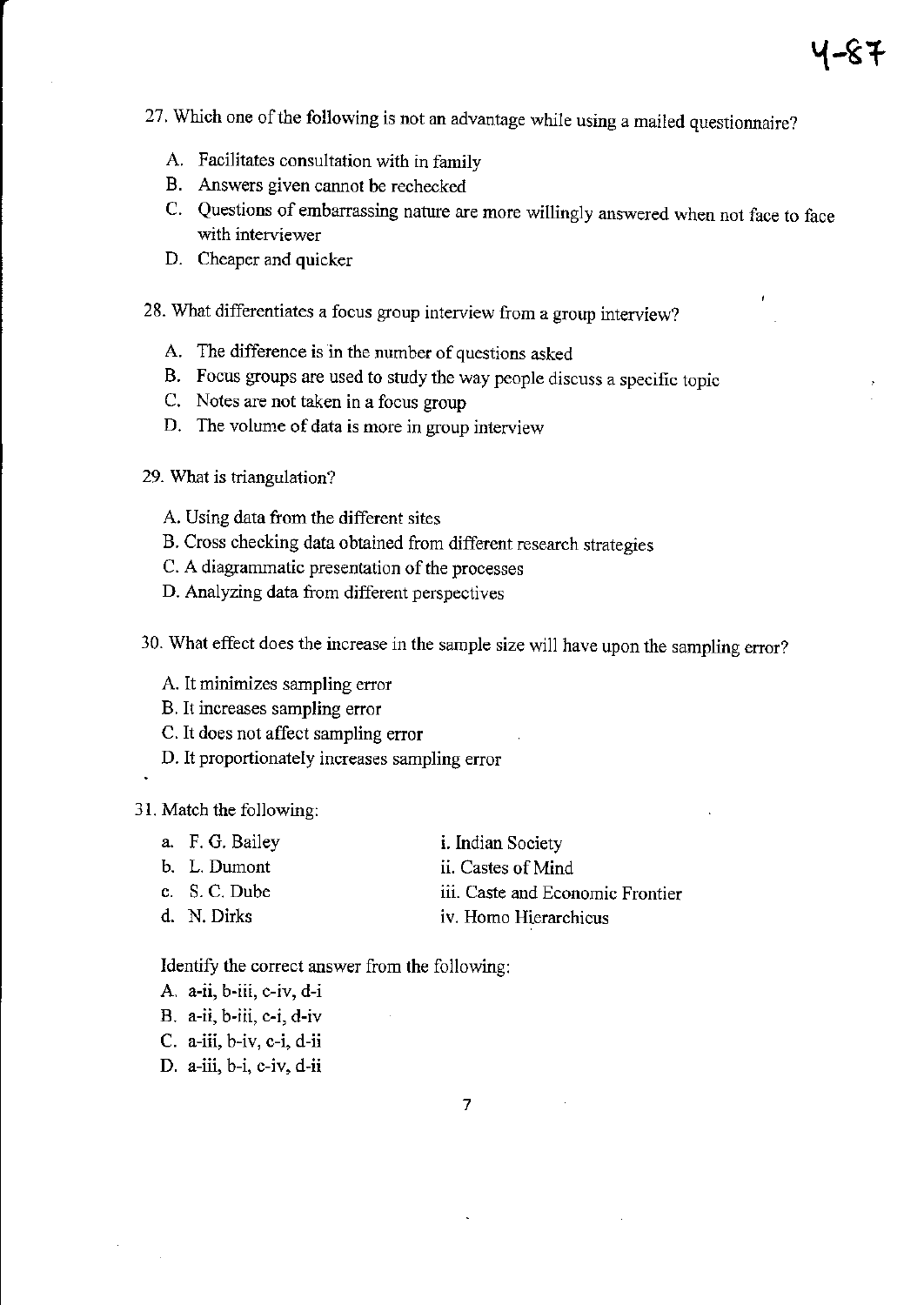27. Which one of the following is not an advantage while using a mailed questionnaire?

A. Facilitates consultation with in family
B. Answers given cannot be rechecked
C. Questions of embarrassing nature are more willingly answered when not face to face with interviewer
D. Cheaper and quicker

28. What differentiates a focus group interview from a group interview?

A. The difference is in the number of questions asked
B. Focus groups are used to study the way people discuss a specific topic
C. Notes are not taken in a focus group
D. The volume of data is more in group interview

29. What is triangulation?

A. Using data from the different sites
B. Cross checking data obtained from different research strategies
C. A diagrammatic presentation of the processes
D. Analyzing data from different perspectives

30. What effect does the increase in the sample size will have upon the sampling error?

A. It minimizes sampling error
B. It increases sampling error
C. It does not affect sampling error
D. It proportionately increases sampling error

31. Match the following:

| | |
|---|---|
| a. F. G. Bailey | i. Indian Society |
| b. L. Dumont | ii. Castes of Mind |
| c. S. C. Dube | iii. Caste and Economic Frontier |
| d. N. Dirks | iv. Homo Hierarchicus |

Identify the correct answer from the following:

A. a-ii, b-iii, c-iv, d-i
B. a-ii, b-iii, c-i, d-iv
C. a-iii, b-iv, c-i, d-ii
D. a-iii, b-i, c-iv, d-ii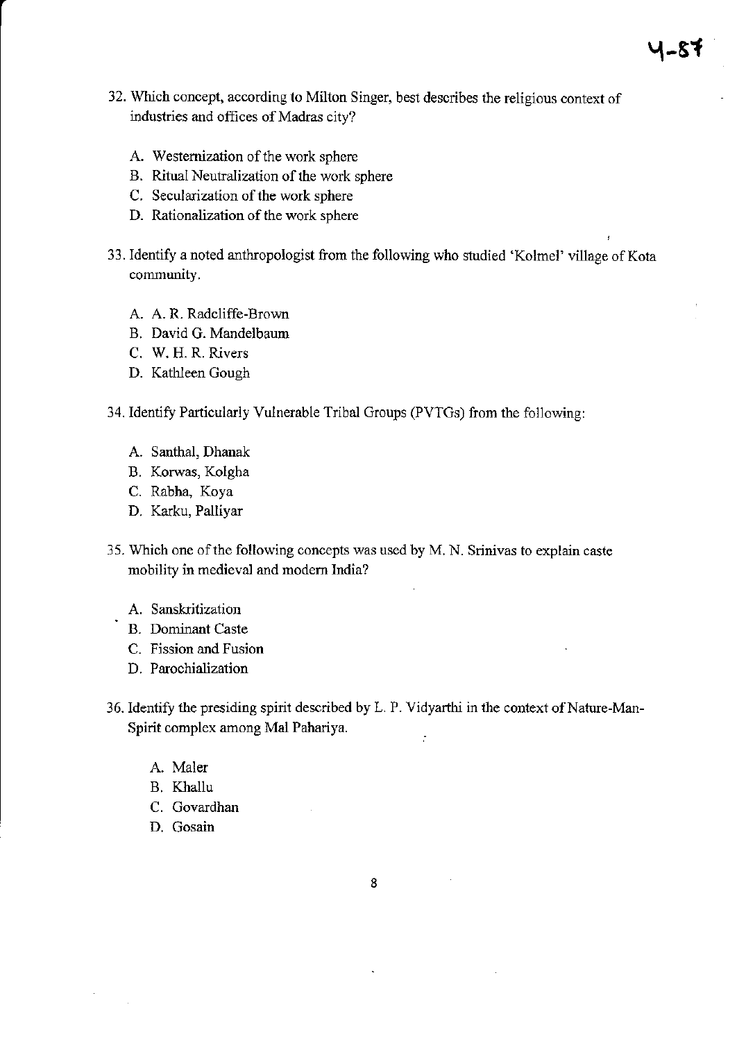32. Which concept, according to Milton Singer, best describes the religious context of industries and offices of Madras city?

    A. Westernization of the work sphere
    B. Ritual Neutralization of the work sphere
    C. Secularization of the work sphere
    D. Rationalization of the work sphere

33. Identify a noted anthropologist from the following who studied 'Kolmel' village of Kota community.

    A. A. R. Radcliffe-Brown
    B. David G. Mandelbaum
    C. W. H. R. Rivers
    D. Kathleen Gough

34. Identify Particularly Vulnerable Tribal Groups (PVTGs) from the following:

    A. Santhal, Dhanak
    B. Korwas, Kolgha
    C. Rabha, Koya
    D. Karku, Palliyar

35. Which one of the following concepts was used by M. N. Srinivas to explain caste mobility in medieval and modern India?

    A. Sanskritization
    B. Dominant Caste
    C. Fission and Fusion
    D. Parochialization

36. Identify the presiding spirit described by L. P. Vidyarthi in the context of Nature-Man-Spirit complex among Mal Pahariya.

    A. Maler
    B. Khallu
    C. Govardhan
    D. Gosain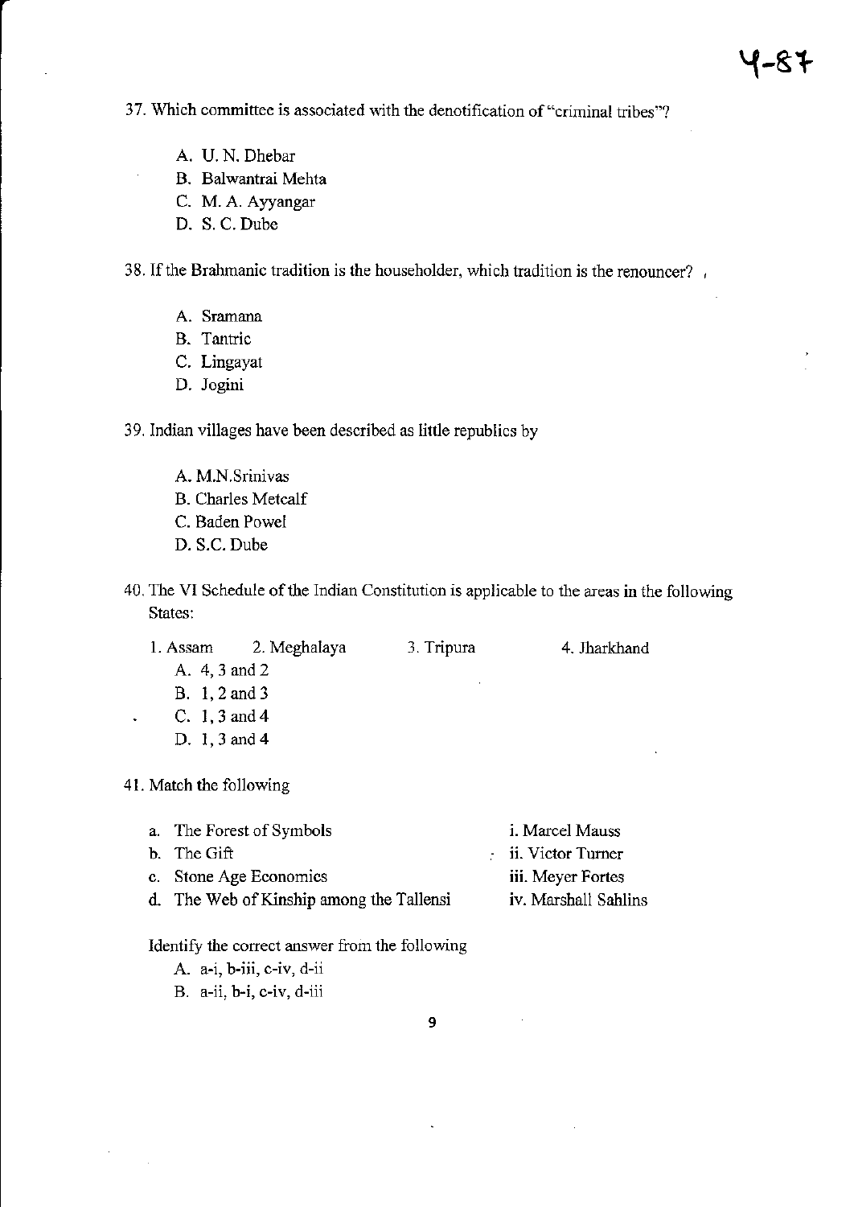37. Which committee is associated with the denotification of "criminal tribes"?

   A. U. N. Dhebar
   B. Balwantrai Mehta
   C. M. A. Ayyangar
   D. S. C. Dube

38. If the Brahmanic tradition is the householder, which tradition is the renouncer?

   A. Sramana
   B. Tantric
   C. Lingayat
   D. Jogini

39. Indian villages have been described as little republics by

   A. M.N.Srinivas
   B. Charles Metcalf
   C. Baden Powel
   D. S.C. Dube

40. The VI Schedule of the Indian Constitution is applicable to the areas in the following States:

   1. Assam    2. Meghalaya    3. Tripura    4. Jharkhand

   A. 4, 3 and 2
   B. 1, 2 and 3
   C. 1, 3 and 4
   D. 1, 3 and 4

41. Match the following

   a. The Forest of Symbols — i. Marcel Mauss
   b. The Gift — ii. Victor Turner
   c. Stone Age Economics — iii. Meyer Fortes
   d. The Web of Kinship among the Tallensi — iv. Marshall Sahlins

   Identify the correct answer from the following

   A. a-i, b-iii, c-iv, d-ii
   B. a-ii, b-i, c-iv, d-iii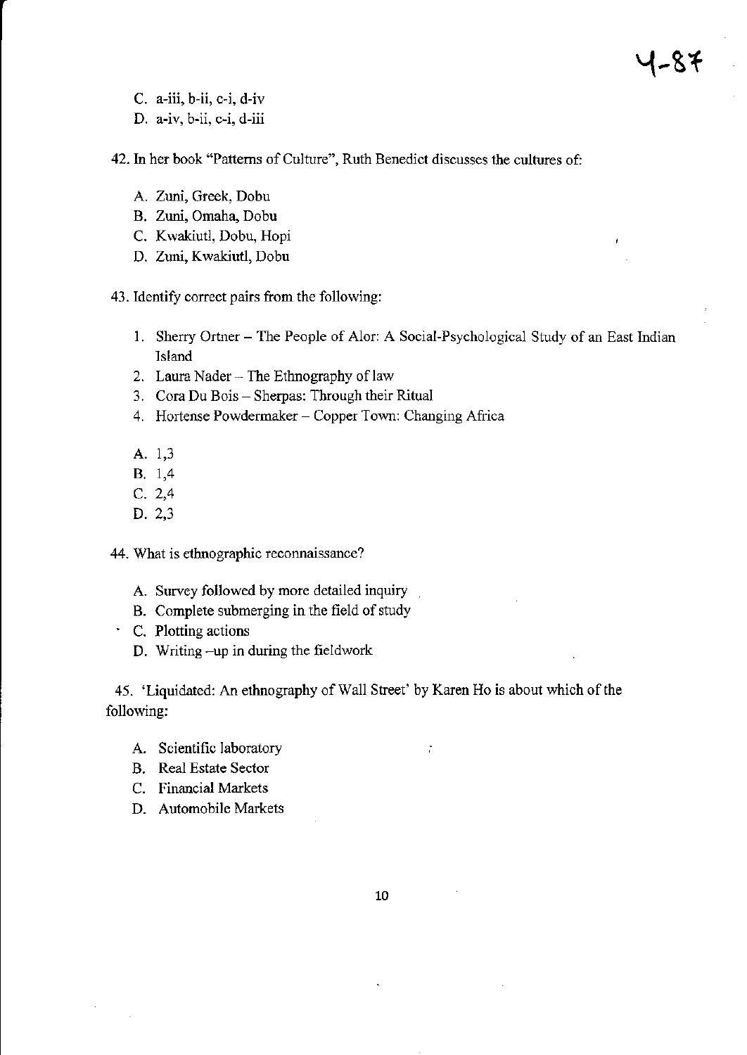C. a-iii, b-ii, c-i, d-iv

D. a-iv, b-ii, c-i, d-iii

42. In her book "Patterns of Culture", Ruth Benedict discusses the cultures of:

   A. Zuni, Greek, Dobu
   B. Zuni, Omaha, Dobu
   C. Kwakiutl, Dobu, Hopi
   D. Zuni, Kwakiutl, Dobu

43. Identify correct pairs from the following:

   1. Sherry Ortner – The People of Alor: A Social-Psychological Study of an East Indian Island
   2. Laura Nader – The Ethnography of law
   3. Cora Du Bois – Sherpas: Through their Ritual
   4. Hortense Powdermaker – Copper Town: Changing Africa

   A. 1,3
   B. 1,4
   C. 2,4
   D. 2,3

44. What is ethnographic reconnaissance?

   A. Survey followed by more detailed inquiry
   B. Complete submerging in the field of study
   C. Plotting actions
   D. Writing –up in during the fieldwork

45. 'Liquidated: An ethnography of Wall Street' by Karen Ho is about which of the following:

   A. Scientific laboratory
   B. Real Estate Sector
   C. Financial Markets
   D. Automobile Markets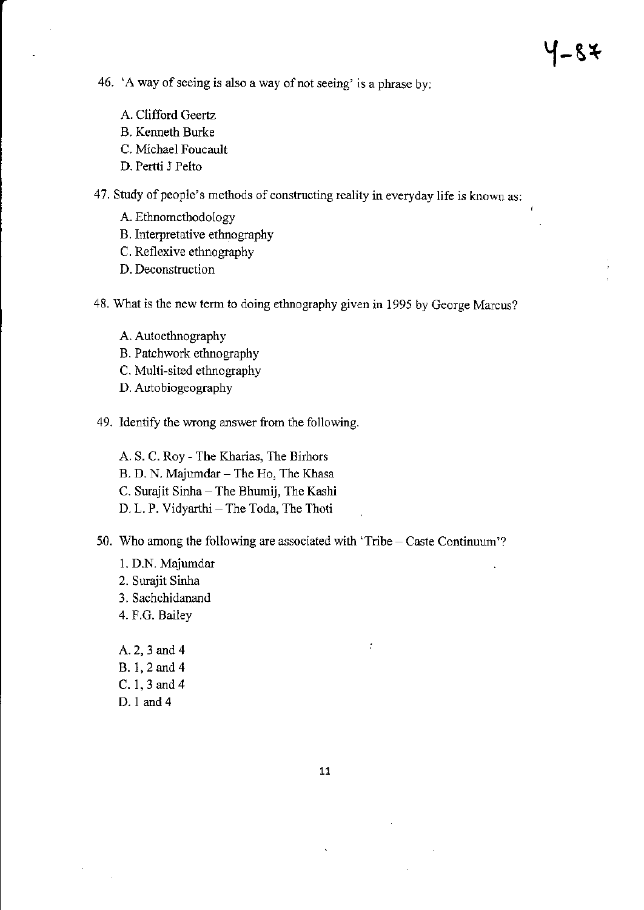46. 'A way of seeing is also a way of not seeing' is a phrase by:

    A. Clifford Geertz
    B. Kenneth Burke
    C. Michael Foucault
    D. Pertti J Pelto

47. Study of people's methods of constructing reality in everyday life is known as:

    A. Ethnomethodology
    B. Interpretative ethnography
    C. Reflexive ethnography
    D. Deconstruction

48. What is the new term to doing ethnography given in 1995 by George Marcus?

    A. Autoethnography
    B. Patchwork ethnography
    C. Multi-sited ethnography
    D. Autobiogeography

49. Identify the wrong answer from the following.

    A. S. C. Roy - The Kharias, The Birhors
    B. D. N. Majumdar – The Ho, The Khasa
    C. Surajit Sinha – The Bhumij, The Kashi
    D. L. P. Vidyarthi – The Toda, The Thoti

50. Who among the following are associated with 'Tribe – Caste Continuum'?

    1. D.N. Majumdar
    2. Surajit Sinha
    3. Sachchidanand
    4. F.G. Bailey

    A. 2, 3 and 4
    B. 1, 2 and 4
    C. 1, 3 and 4
    D. 1 and 4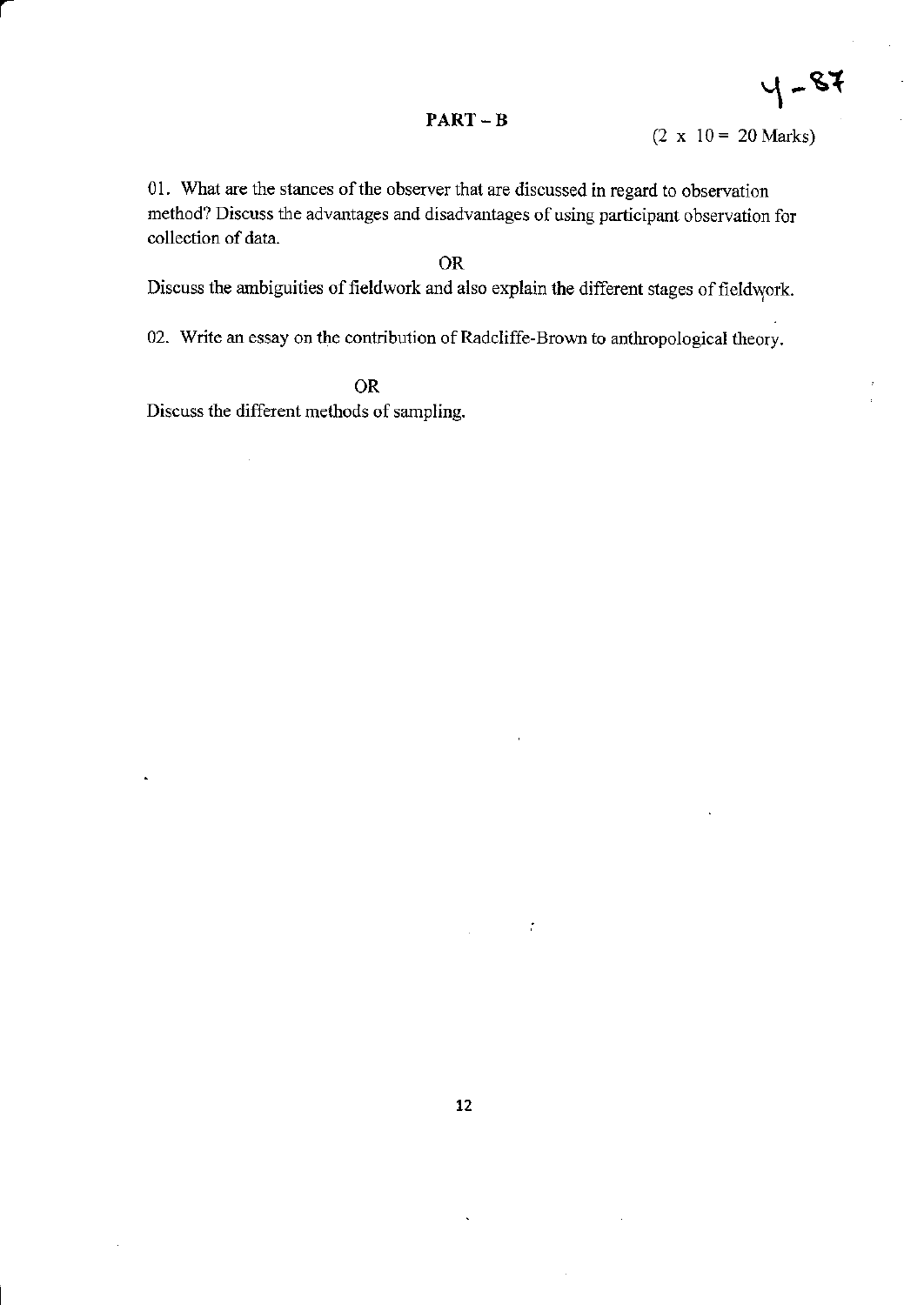4-87

## PART – B

(2 x 10 = 20 Marks)

01. What are the stances of the observer that are discussed in regard to observation method? Discuss the advantages and disadvantages of using participant observation for collection of data.

OR

Discuss the ambiguities of fieldwork and also explain the different stages of fieldwork.

02. Write an essay on the contribution of Radcliffe-Brown to anthropological theory.

OR

Discuss the different methods of sampling.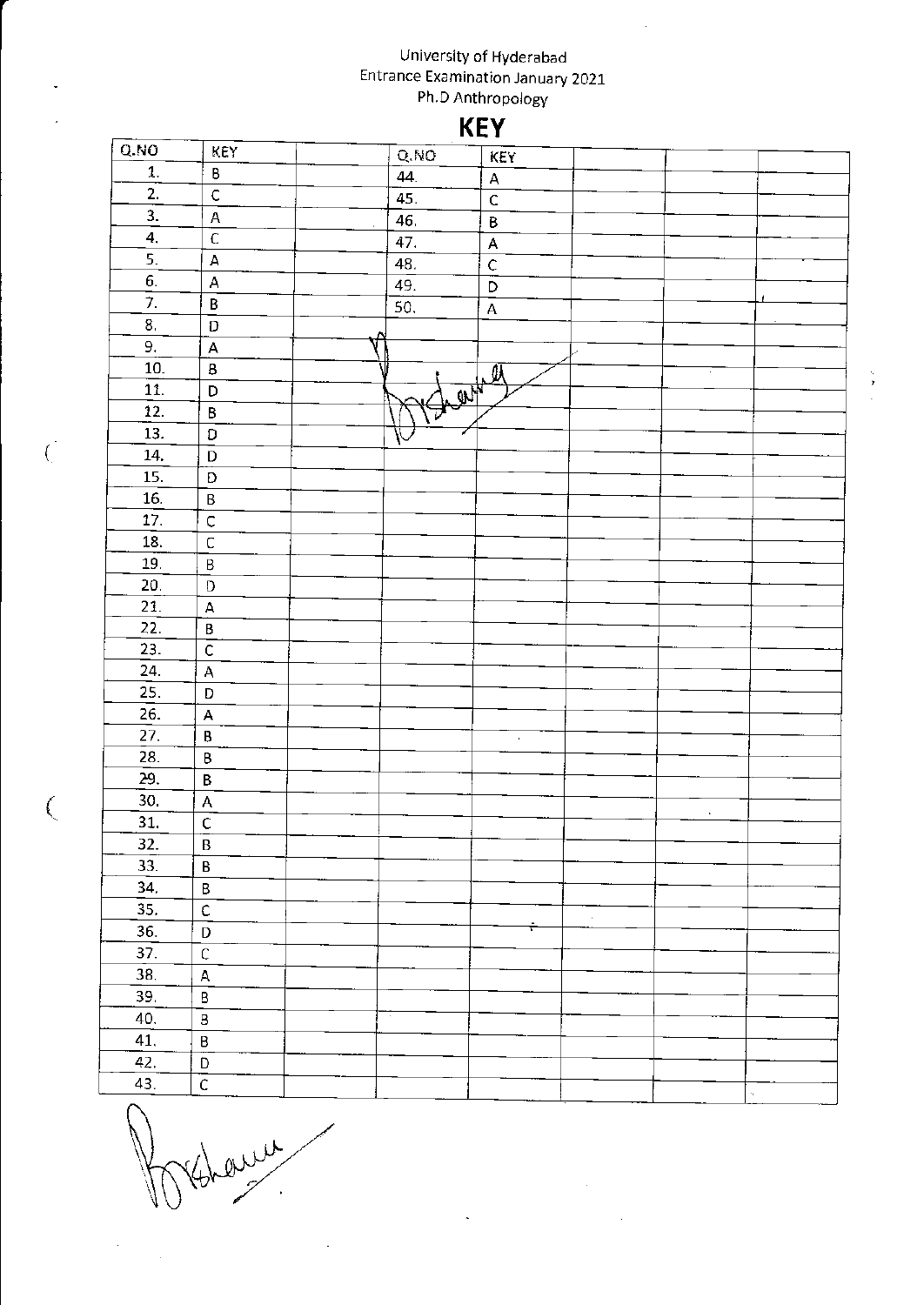University of Hyderabad
Entrance Examination January 2021
Ph.D Anthropology

# KEY

| Q.NO | KEY | | Q.NO | KEY | | | |
|---|---|---|---|---|---|---|---|
| 1. | B | | 44. | A | | | |
| 2. | C | | 45. | C | | | |
| 3. | A | | 46. | B | | | |
| 4. | C | | 47. | A | | | |
| 5. | A | | 48. | C | | | |
| 6. | A | | 49. | D | | | |
| 7. | B | | 50. | A | | | |
| 8. | D | | | | | | |
| 9. | A | | | | | | |
| 10. | B | | | | | | |
| 11. | D | | | | | | |
| 12. | B | | | | | | |
| 13. | D | | | | | | |
| 14. | D | | | | | | |
| 15. | D | | | | | | |
| 16. | B | | | | | | |
| 17. | C | | | | | | |
| 18. | C | | | | | | |
| 19. | B | | | | | | |
| 20. | D | | | | | | |
| 21. | A | | | | | | |
| 22. | B | | | | | | |
| 23. | C | | | | | | |
| 24. | A | | | | | | |
| 25. | D | | | | | | |
| 26. | A | | | | | | |
| 27. | B | | | | | | |
| 28. | B | | | | | | |
| 29. | B | | | | | | |
| 30. | A | | | | | | |
| 31. | C | | | | | | |
| 32. | B | | | | | | |
| 33. | B | | | | | | |
| 34. | B | | | | | | |
| 35. | C | | | | | | |
| 36. | D | | | | | | |
| 37. | C | | | | | | |
| 38. | A | | | | | | |
| 39. | B | | | | | | |
| 40. | B | | | | | | |
| 41. | B | | | | | | |
| 42. | D | | | | | | |
| 43. | C | | | | | | |